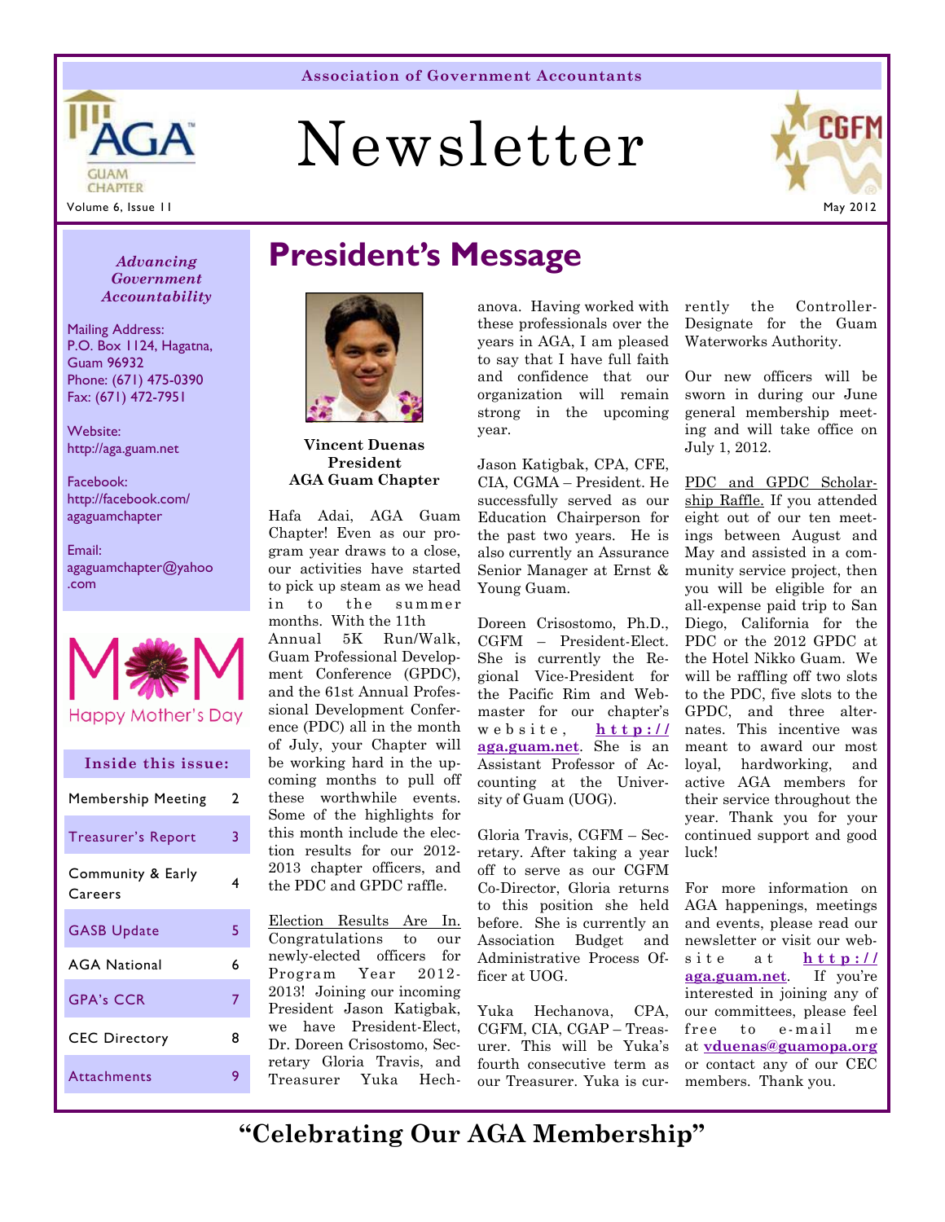Association of Government Accountants

# Newsletter

Volume 6, Issue 11 — May 2012

*Advancing Government Accountability*

Mailing Address:
P.O. Box 1124, Hagatna, Guam 96932
Phone: (671) 475-0390
Fax: (671) 472-7951

Website:
http://aga.guam.net

Facebook:
http://facebook.com/agaguamchapter

Email:
agaguamchapter@yahoo.com

Happy Mother's Day

**Inside this issue:**

| | |
|---|---|
| Membership Meeting | 2 |
| Treasurer's Report | 3 |
| Community & Early Careers | 4 |
| GASB Update | 5 |
| AGA National | 6 |
| GPA's CCR | 7 |
| CEC Directory | 8 |
| Attachments | 9 |

# President's Message

**Vincent Duenas**
**President**
**AGA Guam Chapter**

Hafa Adai, AGA Guam Chapter! Even as our program year draws to a close, our activities have started to pick up steam as we head in to the summer months. With the 11th Annual 5K Run/Walk, Guam Professional Development Conference (GPDC), and the 61st Annual Professional Development Conference (PDC) all in the month of July, your Chapter will be working hard in the upcoming months to pull off these worthwhile events. Some of the highlights for this month include the election results for our 2012-2013 chapter officers, and the PDC and GPDC raffle.

Election Results Are In. Congratulations to our newly-elected officers for Program Year 2012-2013! Joining our incoming President Jason Katigbak, we have President-Elect, Dr. Doreen Crisostomo, Secretary Gloria Travis, and Treasurer Yuka Hechanova. Having worked with these professionals over the years in AGA, I am pleased to say that I have full faith and confidence that our organization will remain strong in the upcoming year.

Jason Katigbak, CPA, CFE, CIA, CGMA – President. He successfully served as our Education Chairperson for the past two years. He is also currently an Assurance Senior Manager at Ernst & Young Guam.

Doreen Crisostomo, Ph.D., CGFM – President-Elect. She is currently the Regional Vice-President for the Pacific Rim and Webmaster for our chapter's website, **http://aga.guam.net**. She is an Assistant Professor of Accounting at the University of Guam (UOG).

Gloria Travis, CGFM – Secretary. After taking a year off to serve as our CGFM Co-Director, Gloria returns to this position she held before. She is currently an Association Budget and Administrative Process Officer at UOG.

Yuka Hechanova, CPA, CGFM, CIA, CGAP – Treasurer. This will be Yuka's fourth consecutive term as our Treasurer. Yuka is currently the Controller-Designate for the Guam Waterworks Authority.

Our new officers will be sworn in during our June general membership meeting and will take office on July 1, 2012.

PDC and GPDC Scholarship Raffle. If you attended eight out of our ten meetings between August and May and assisted in a community service project, then you will be eligible for an all-expense paid trip to San Diego, California for the PDC or the 2012 GPDC at the Hotel Nikko Guam. We will be raffling off two slots to the PDC, five slots to the GPDC, and three alternates. This incentive was meant to award our most loyal, hardworking, and active AGA members for their service throughout the year. Thank you for your continued support and good luck!

For more information on AGA happenings, meetings and events, please read our newsletter or visit our website at **http://aga.guam.net**. If you're interested in joining any of our committees, please feel free to e-mail me at **vduenas@guamopa.org** or contact any of our CEC members. Thank you.

**"Celebrating Our AGA Membership"**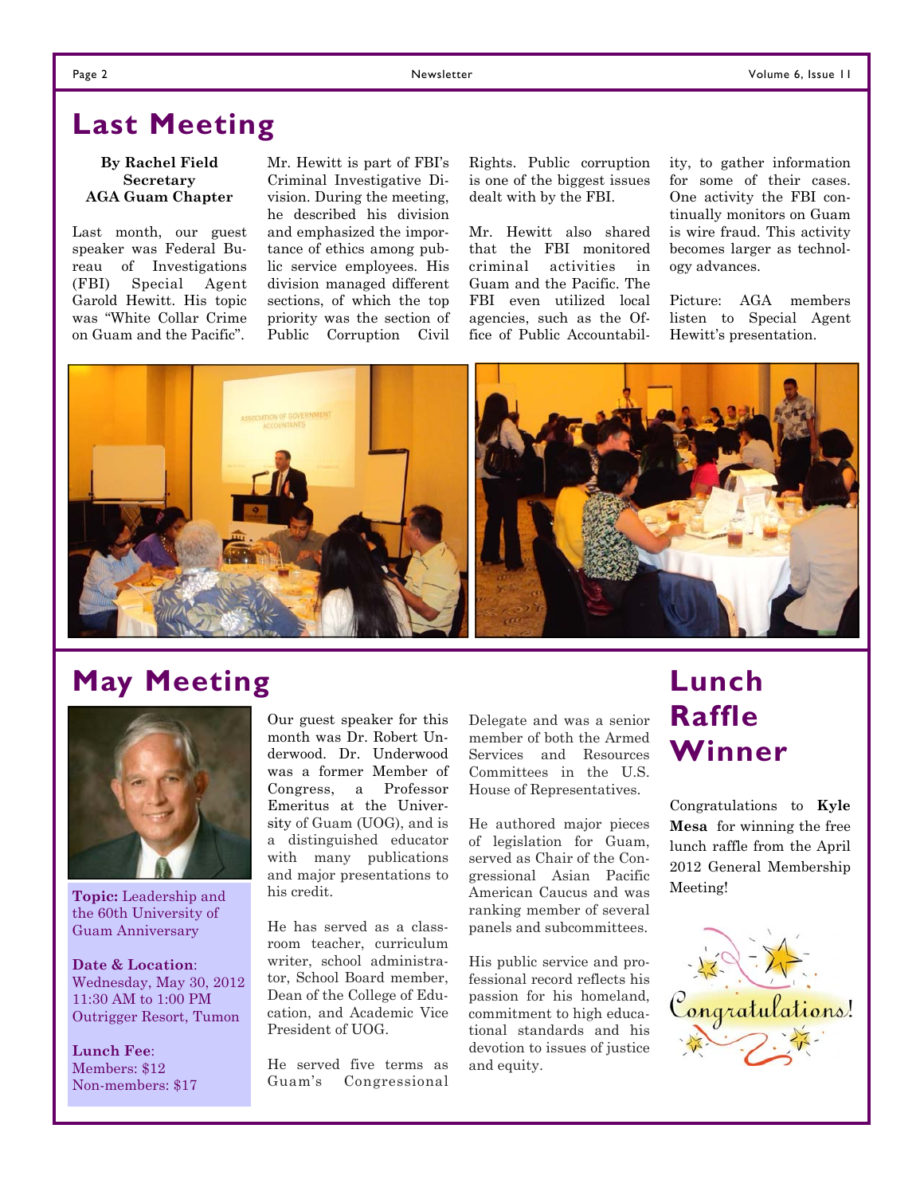## Last Meeting

**By Rachel Field**
**Secretary**
**AGA Guam Chapter**

Last month, our guest speaker was Federal Bureau of Investigations (FBI) Special Agent Garold Hewitt. His topic was "White Collar Crime on Guam and the Pacific".

Mr. Hewitt is part of FBI's Criminal Investigative Division. During the meeting, he described his division and emphasized the importance of ethics among public service employees. His division managed different sections, of which the top priority was the section of Public Corruption Civil Rights. Public corruption is one of the biggest issues dealt with by the FBI.

Mr. Hewitt also shared that the FBI monitored criminal activities in Guam and the Pacific. The FBI even utilized local agencies, such as the Office of Public Accountability, to gather information for some of their cases. One activity the FBI continually monitors on Guam is wire fraud. This activity becomes larger as technology advances.

Picture: AGA members listen to Special Agent Hewitt's presentation.

## May Meeting

**Topic:** Leadership and the 60th University of Guam Anniversary

**Date & Location**:
Wednesday, May 30, 2012
11:30 AM to 1:00 PM
Outrigger Resort, Tumon

**Lunch Fee**:
Members: $12
Non-members: $17

Our guest speaker for this month was Dr. Robert Underwood. Dr. Underwood was a former Member of Congress, a Professor Emeritus at the University of Guam (UOG), and is a distinguished educator with many publications and major presentations to his credit.

He has served as a classroom teacher, curriculum writer, school administrator, School Board member, Dean of the College of Education, and Academic Vice President of UOG.

He served five terms as Guam's Congressional Delegate and was a senior member of both the Armed Services and Resources Committees in the U.S. House of Representatives.

He authored major pieces of legislation for Guam, served as Chair of the Congressional Asian Pacific American Caucus and was ranking member of several panels and subcommittees.

His public service and professional record reflects his passion for his homeland, commitment to high educational standards and his devotion to issues of justice and equity.

## Lunch Raffle Winner

Congratulations to **Kyle Mesa** for winning the free lunch raffle from the April 2012 General Membership Meeting!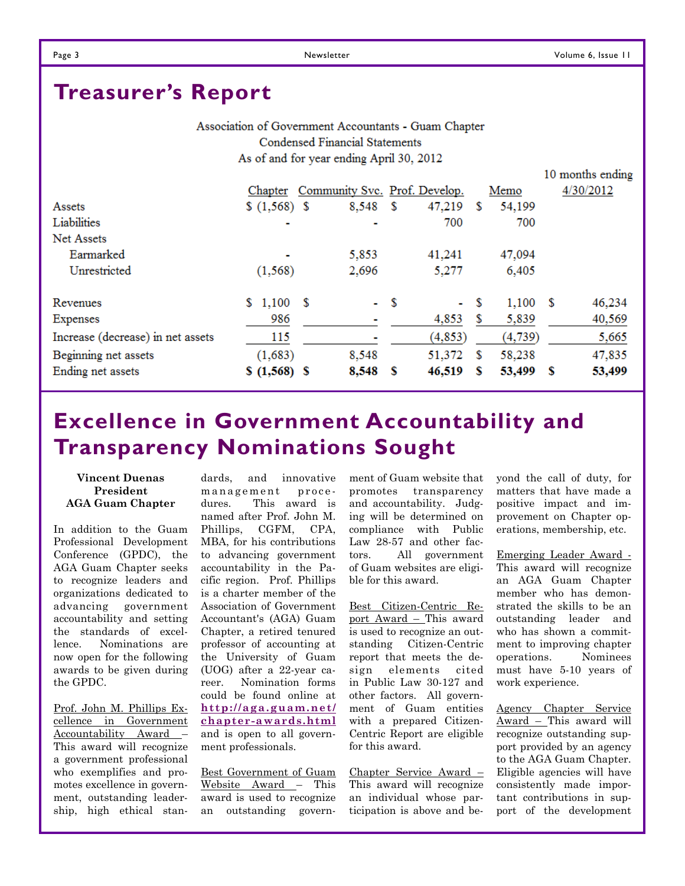# Treasurer's Report

Association of Government Accountants - Guam Chapter
Condensed Financial Statements
As of and for year ending April 30, 2012

| | Chapter | Community Svc. | Prof. Develop. | Memo | 10 months ending 4/30/2012 |
|---|---|---|---|---|---|
| Assets | $ (1,568) | $ 8,548 | $ 47,219 | $ 54,199 | |
| Liabilities | - | - | 700 | 700 | |
| Net Assets | | | | | |
| Earmarked | - | 5,853 | 41,241 | 47,094 | |
| Unrestricted | (1,568) | 2,696 | 5,277 | 6,405 | |
| Revenues | $ 1,100 | $ - | $ - | $ 1,100 | $ 46,234 |
| Expenses | 986 | - | 4,853 | $ 5,839 | 40,569 |
| Increase (decrease) in net assets | 115 | - | (4,853) | (4,739) | 5,665 |
| Beginning net assets | (1,683) | 8,548 | 51,372 | $ 58,238 | 47,835 |
| **Ending net assets** | **$ (1,568)** | **$ 8,548** | **$ 46,519** | **$ 53,499** | **$ 53,499** |

# Excellence in Government Accountability and Transparency Nominations Sought

**Vincent Duenas**
**President**
**AGA Guam Chapter**

In addition to the Guam Professional Development Conference (GPDC), the AGA Guam Chapter seeks to recognize leaders and organizations dedicated to advancing government accountability and setting the standards of excellence. Nominations are now open for the following awards to be given during the GPDC.

Prof. John M. Phillips Excellence in Government Accountability Award – This award will recognize a government professional who exemplifies and promotes excellence in government, outstanding leadership, high ethical standards, and innovative management procedures. This award is named after Prof. John M. Phillips, CGFM, CPA, MBA, for his contributions to advancing government accountability in the Pacific region. Prof. Phillips is a charter member of the Association of Government Accountant's (AGA) Guam Chapter, a retired tenured professor of accounting at the University of Guam (UOG) after a 22-year career. Nomination forms could be found online at **http://aga.guam.net/chapter-awards.html** and is open to all government professionals.

Best Government of Guam Website Award – This award is used to recognize an outstanding government of Guam website that promotes transparency and accountability. Judging will be determined on compliance with Public Law 28-57 and other factors. All government of Guam websites are eligible for this award.

Best Citizen-Centric Report Award – This award is used to recognize an outstanding Citizen-Centric report that meets the design elements cited in Public Law 30-127 and other factors. All government of Guam entities with a prepared Citizen-Centric Report are eligible for this award.

Chapter Service Award – This award will recognize an individual whose participation is above and beyond the call of duty, for matters that have made a positive impact and improvement on Chapter operations, membership, etc.

Emerging Leader Award - This award will recognize an AGA Guam Chapter member who has demonstrated the skills to be an outstanding leader and who has shown a commitment to improving chapter operations. Nominees must have 5-10 years of work experience.

Agency Chapter Service Award – This award will recognize outstanding support provided by an agency to the AGA Guam Chapter. Eligible agencies will have consistently made important contributions in support of the development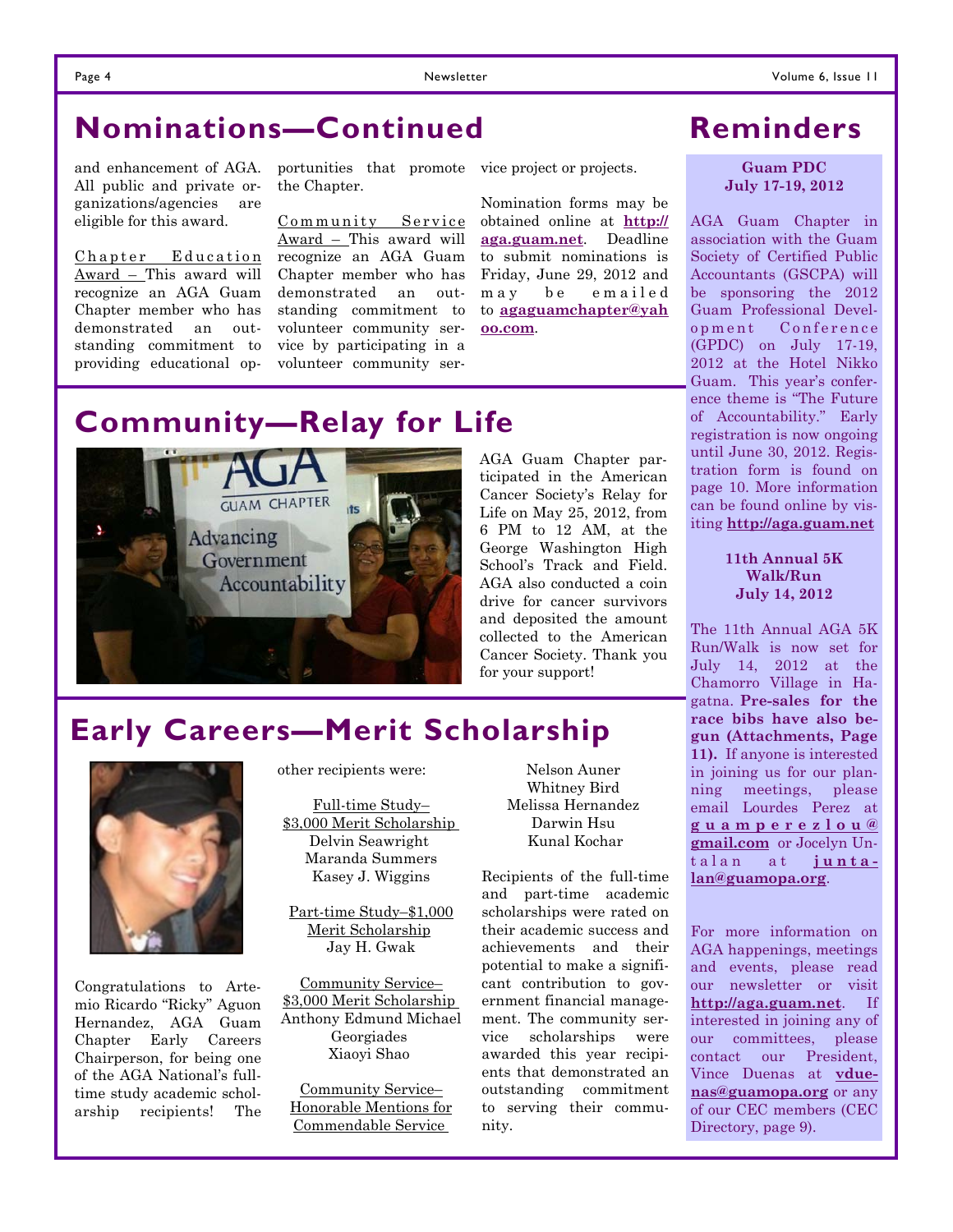## Nominations—Continued

and enhancement of AGA. All public and private organizations/agencies are eligible for this award.

Chapter Education Award – This award will recognize an AGA Guam Chapter member who has demonstrated an outstanding commitment to providing educational opportunities that promote the Chapter.

Community Service Award – This award will recognize an AGA Guam Chapter member who has demonstrated an outstanding commitment to volunteer community service by participating in a volunteer community service project or projects.

Nomination forms may be obtained online at **http://aga.guam.net**. Deadline to submit nominations is Friday, June 29, 2012 and may be emailed to **agaguamchapter@yahoo.com**.

## Community—Relay for Life

AGA Guam Chapter participated in the American Cancer Society's Relay for Life on May 25, 2012, from 6 PM to 12 AM, at the George Washington High School's Track and Field. AGA also conducted a coin drive for cancer survivors and deposited the amount collected to the American Cancer Society. Thank you for your support!

## Early Careers—Merit Scholarship

Congratulations to Artemio Ricardo "Ricky" Aguon Hernandez, AGA Guam Chapter Early Careers Chairperson, for being one of the AGA National's full-time study academic scholarship recipients! The other recipients were:

Full-time Study–$3,000 Merit Scholarship
Delvin Seawright
Maranda Summers
Kasey J. Wiggins

Part-time Study–$1,000 Merit Scholarship
Jay H. Gwak

Community Service–$3,000 Merit Scholarship
Anthony Edmund Michael Georgiades
Xiaoyi Shao

Community Service–Honorable Mentions for Commendable Service
Nelson Auner
Whitney Bird
Melissa Hernandez
Darwin Hsu
Kunal Kochar

Recipients of the full-time and part-time academic scholarships were rated on their academic success and achievements and their potential to make a significant contribution to government financial management. The community service scholarships were awarded this year recipients that demonstrated an outstanding commitment to serving their community.

## Reminders

**Guam PDC**
**July 17-19, 2012**

AGA Guam Chapter in association with the Guam Society of Certified Public Accountants (GSCPA) will be sponsoring the 2012 Guam Professional Development Conference (GPDC) on July 17-19, 2012 at the Hotel Nikko Guam. This year's conference theme is "The Future of Accountability." Early registration is now ongoing until June 30, 2012. Registration form is found on page 10. More information can be found online by visiting **http://aga.guam.net**

**11th Annual 5K Walk/Run**
**July 14, 2012**

The 11th Annual AGA 5K Run/Walk is now set for July 14, 2012 at the Chamorro Village in Hagatna. **Pre-sales for the race bibs have also begun (Attachments, Page 11).** If anyone is interested in joining us for our planning meetings, please email Lourdes Perez at **guamperezlou@gmail.com** or Jocelyn Untalan at **juntalan@guamopa.org**.

For more information on AGA happenings, meetings and events, please read our newsletter or visit **http://aga.guam.net**. If interested in joining any of our committees, please contact our President, Vince Duenas at **vduenas@guamopa.org** or any of our CEC members (CEC Directory, page 9).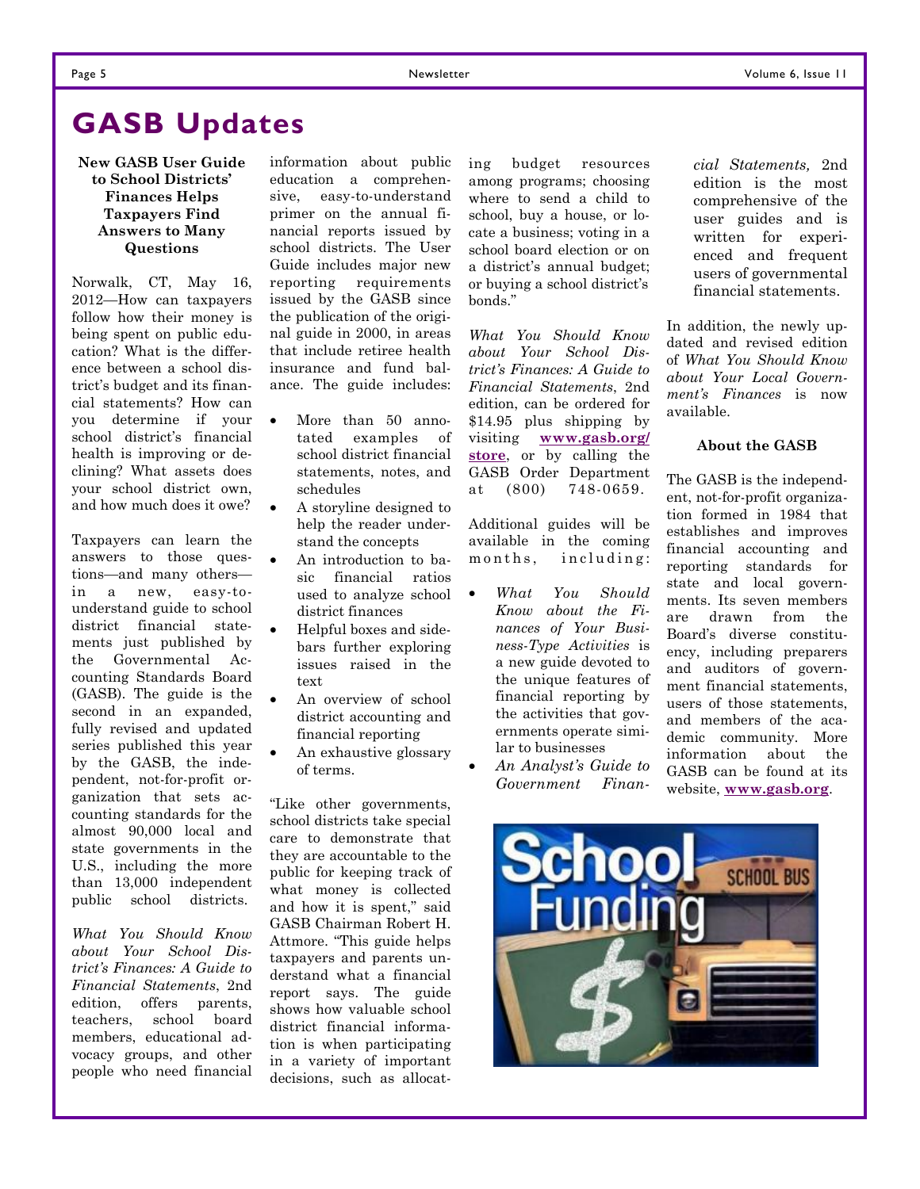# GASB Updates

**New GASB User Guide to School Districts' Finances Helps Taxpayers Find Answers to Many Questions**

Norwalk, CT, May 16, 2012—How can taxpayers follow how their money is being spent on public education? What is the difference between a school district's budget and its financial statements? How can you determine if your school district's financial health is improving or declining? What assets does your school district own, and how much does it owe?

Taxpayers can learn the answers to those questions—and many others—in a new, easy-to-understand guide to school district financial statements just published by the Governmental Accounting Standards Board (GASB). The guide is the second in an expanded, fully revised and updated series published this year by the GASB, the independent, not-for-profit organization that sets accounting standards for the almost 90,000 local and state governments in the U.S., including the more than 13,000 independent public school districts.

*What You Should Know about Your School District's Finances: A Guide to Financial Statements*, 2nd edition, offers parents, teachers, school board members, educational advocacy groups, and other people who need financial information about public education a comprehensive, easy-to-understand primer on the annual financial reports issued by school districts. The User Guide includes major new reporting requirements issued by the GASB since the publication of the original guide in 2000, in areas that include retiree health insurance and fund balance. The guide includes:

- More than 50 annotated examples of school district financial statements, notes, and schedules
- A storyline designed to help the reader understand the concepts
- An introduction to basic financial ratios used to analyze school district finances
- Helpful boxes and sidebars further exploring issues raised in the text
- An overview of school district accounting and financial reporting
- An exhaustive glossary of terms.

"Like other governments, school districts take special care to demonstrate that they are accountable to the public for keeping track of what money is collected and how it is spent," said GASB Chairman Robert H. Attmore. "This guide helps taxpayers and parents understand what a financial report says. The guide shows how valuable school district financial information is when participating in a variety of important decisions, such as allocating budget resources among programs; choosing where to send a child to school, buy a house, or locate a business; voting in a school board election or on a district's annual budget; or buying a school district's bonds."

*What You Should Know about Your School District's Finances: A Guide to Financial Statements*, 2nd edition, can be ordered for $14.95 plus shipping by visiting **www.gasb.org/store**, or by calling the GASB Order Department at (800) 748-0659.

Additional guides will be available in the coming months, including:

- *What You Should Know about the Finances of Your Business-Type Activities* is a new guide devoted to the unique features of financial reporting by the activities that governments operate similar to businesses
- *An Analyst's Guide to Government Financial Statements,* 2nd edition is the most comprehensive of the user guides and is written for experienced and frequent users of governmental financial statements.

In addition, the newly updated and revised edition of *What You Should Know about Your Local Government's Finances* is now available.

**About the GASB**

The GASB is the independent, not-for-profit organization formed in 1984 that establishes and improves financial accounting and reporting standards for state and local governments. Its seven members are drawn from the Board's diverse constituency, including preparers and auditors of government financial statements, users of those statements, and members of the academic community. More information about the GASB can be found at its website, **www.gasb.org**.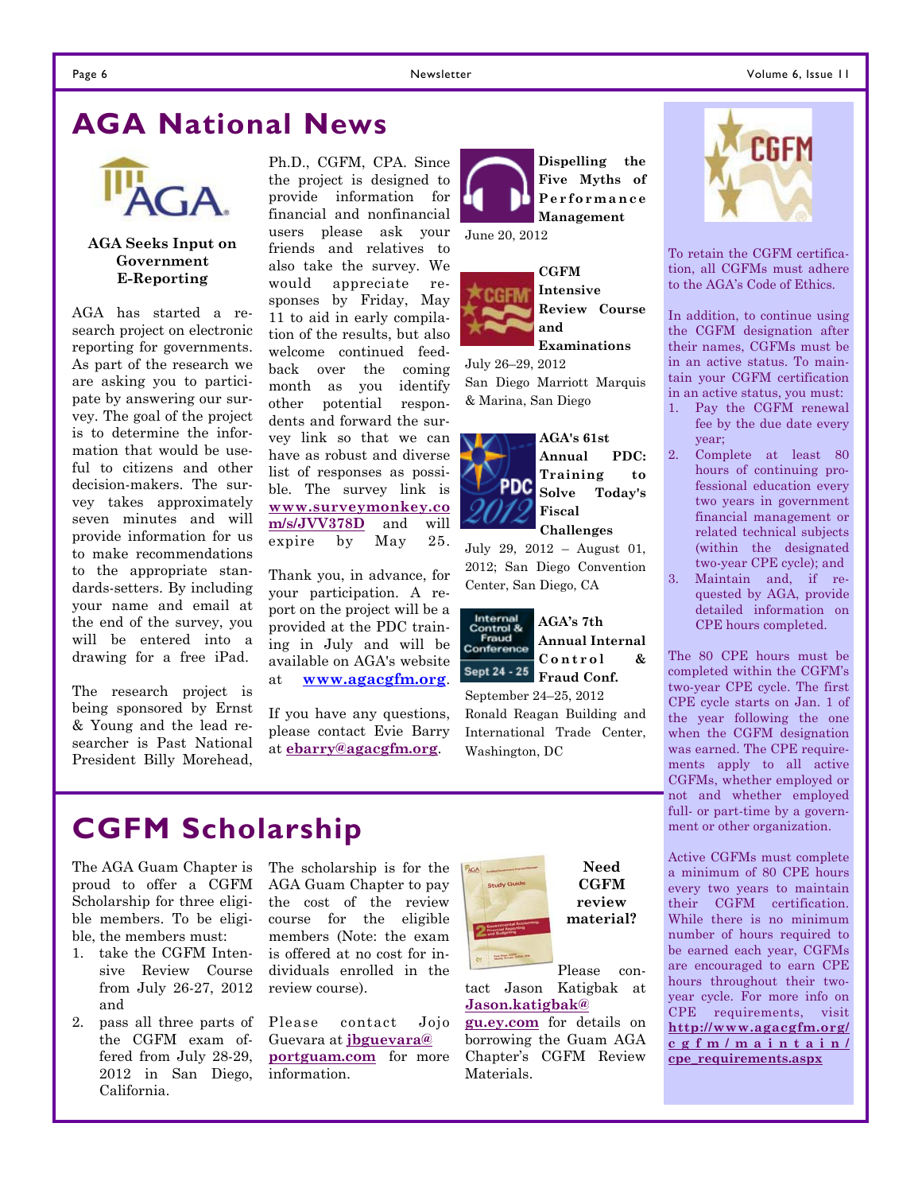# AGA National News

### AGA Seeks Input on Government E-Reporting

AGA has started a research project on electronic reporting for governments. As part of the research we are asking you to participate by answering our survey. The goal of the project is to determine the information that would be useful to citizens and other decision-makers. The survey takes approximately seven minutes and will provide information for us to make recommendations to the appropriate standards-setters. By including your name and email at the end of the survey, you will be entered into a drawing for a free iPad.

The research project is being sponsored by Ernst & Young and the lead researcher is Past National President Billy Morehead, Ph.D., CGFM, CPA. Since the project is designed to provide information for financial and nonfinancial users please ask your friends and relatives to also take the survey. We would appreciate responses by Friday, May 11 to aid in early compilation of the results, but also welcome continued feedback over the coming month as you identify other potential respondents and forward the survey link so that we can have as robust and diverse list of responses as possible. The survey link is **www.surveymonkey.com/s/JVV378D** and will expire by May 25.

Thank you, in advance, for your participation. A report on the project will be a provided at the PDC training in July and will be available on AGA's website at **www.agacgfm.org**.

If you have any questions, please contact Evie Barry at **ebarry@agacgfm.org**.

**Dispelling the Five Myths of Performance Management**

June 20, 2012

**CGFM Intensive Review Course and Examinations**

July 26–29, 2012
San Diego Marriott Marquis & Marina, San Diego

**AGA's 61st Annual PDC: Training to Solve Today's Fiscal Challenges**

July 29, 2012 – August 01, 2012; San Diego Convention Center, San Diego, CA

**AGA's 7th Annual Internal Control & Fraud Conf.**

September 24–25, 2012
Ronald Reagan Building and International Trade Center, Washington, DC

To retain the CGFM certification, all CGFMs must adhere to the AGA's Code of Ethics.

In addition, to continue using the CGFM designation after their names, CGFMs must be in an active status. To maintain your CGFM certification in an active status, you must:

1. Pay the CGFM renewal fee by the due date every year;
2. Complete at least 80 hours of continuing professional education every two years in government financial management or related technical subjects (within the designated two-year CPE cycle); and
3. Maintain and, if requested by AGA, provide detailed information on CPE hours completed.

The 80 CPE hours must be completed within the CGFM's two-year CPE cycle. The first CPE cycle starts on Jan. 1 of the year following the one when the CGFM designation was earned. The CPE requirements apply to all active CGFMs, whether employed or not and whether employed full- or part-time by a government or other organization.

Active CGFMs must complete a minimum of 80 CGFM hours every two years to maintain their CGFM certification. While there is no minimum number of hours required to be earned each year, CGFMs are encouraged to earn CPE hours throughout their two-year cycle. For more info on CPE requirements, visit **http://www.agacgfm.org/cgfm/maintain/cpe_requirements.aspx**

# CGFM Scholarship

The AGA Guam Chapter is proud to offer a CGFM Scholarship for three eligible members. To be eligible, the members must:

1. take the CGFM Intensive Review Course from July 26-27, 2012 and
2. pass all three parts of the CGFM exam offered from July 28-29, 2012 in San Diego, California.

The scholarship is for the AGA Guam Chapter to pay the cost of the review course for the eligible members (Note: the exam is offered at no cost for individuals enrolled in the review course).

Please contact Jojo Guevara at **jbguevara@portguam.com** for more information.

**Need CGFM review material?**

Please contact Jason Katigbak at **Jason.katigbak@gu.ey.com** for details on borrowing the Guam AGA Chapter's CGFM Review Materials.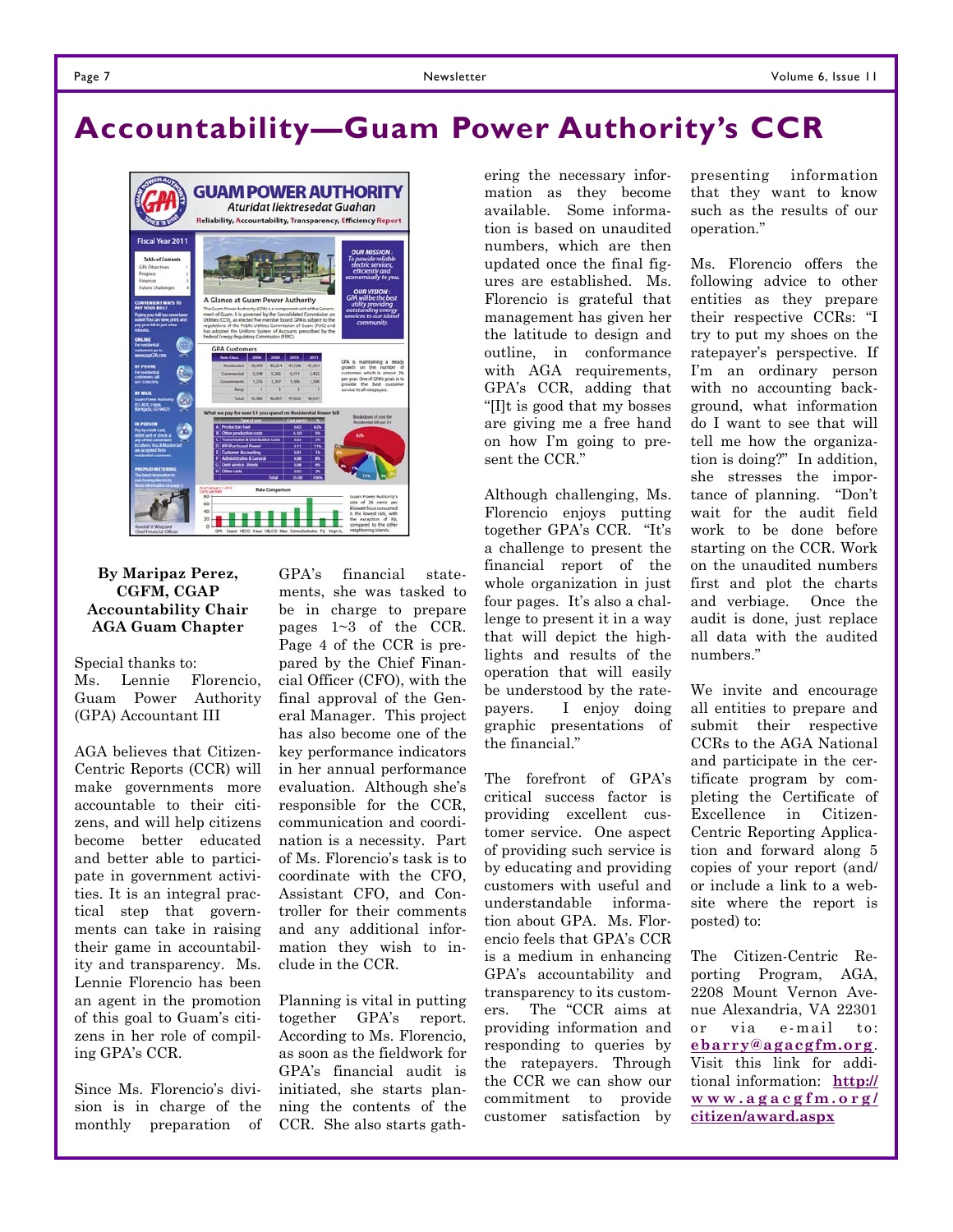# Accountability—Guam Power Authority's CCR

**By Maripaz Perez, CGFM, CGAP**
**Accountability Chair**
**AGA Guam Chapter**

Special thanks to:
Ms. Lennie Florencio, Guam Power Authority (GPA) Accountant III

AGA believes that Citizen-Centric Reports (CCR) will make governments more accountable to their citizens, and will help citizens become better educated and better able to participate in government activities. It is an integral practical step that governments can take in raising their game in accountability and transparency. Ms. Lennie Florencio has been an agent in the promotion of this goal to Guam's citizens in her role of compiling GPA's CCR.

Since Ms. Florencio's division is in charge of the monthly preparation of GPA's financial statements, she was tasked to be in charge to prepare pages 1~3 of the CCR. Page 4 of the CCR is prepared by the Chief Financial Officer (CFO), with the final approval of the General Manager. This project has also become one of the key performance indicators in her annual performance evaluation. Although she's responsible for the CCR, communication and coordination is a necessity. Part of Ms. Florencio's task is to coordinate with the CFO, Assistant CFO, and Controller for their comments and any additional information they wish to include in the CCR.

Planning is vital in putting together GPA's report. According to Ms. Florencio, as soon as the fieldwork for GPA's financial audit is initiated, she starts planning the contents of the CCR. She also starts gathering the necessary information as they become available. Some information is based on unaudited numbers, which are then updated once the final figures are established. Ms. Florencio is grateful that management has given her the latitude to design and outline, in conformance with AGA requirements, GPA's CCR, adding that "[I]t is good that my bosses are giving me a free hand on how I'm going to present the CCR."

Although challenging, Ms. Florencio enjoys putting together GPA's CCR. "It's a challenge to present the financial report of the whole organization in just four pages. It's also a challenge to present it in a way that will depict the highlights and results of the operation that will easily be understood by the ratepayers. I enjoy doing graphic presentations of the financial."

The forefront of GPA's critical success factor is providing excellent customer service. One aspect of providing such service is by educating and providing customers with useful and understandable information about GPA. Ms. Florencio feels that GPA's CCR is a medium in enhancing GPA's accountability and transparency to its customers. The "CCR aims at providing information and responding to queries by the ratepayers. Through the CCR we can show our commitment to provide customer satisfaction by presenting information that they want to know such as the results of our operation."

Ms. Florencio offers the following advice to other entities as they prepare their respective CCRs: "I try to put my shoes on the ratepayer's perspective. If I'm an ordinary person with no accounting background, what information do I want to see that will tell me how the organization is doing?" In addition, she stresses the importance of planning. "Don't wait for the audit field work to be done before starting on the CCR. Work on the unaudited numbers first and plot the charts and verbiage. Once the audit is done, just replace all data with the audited numbers."

We invite and encourage all entities to prepare and submit their respective CCRs to the AGA National and participate in the certificate program by completing the Certificate of Excellence in Citizen-Centric Reporting Application and forward along 5 copies of your report (and/or include a link to a website where the report is posted) to:

The Citizen-Centric Reporting Program, AGA, 2208 Mount Vernon Avenue Alexandria, VA 22301 or via e-mail to: **ebarry@agacgfm.org**. Visit this link for additional information: **http://www.agacgfm.org/citizen/award.aspx**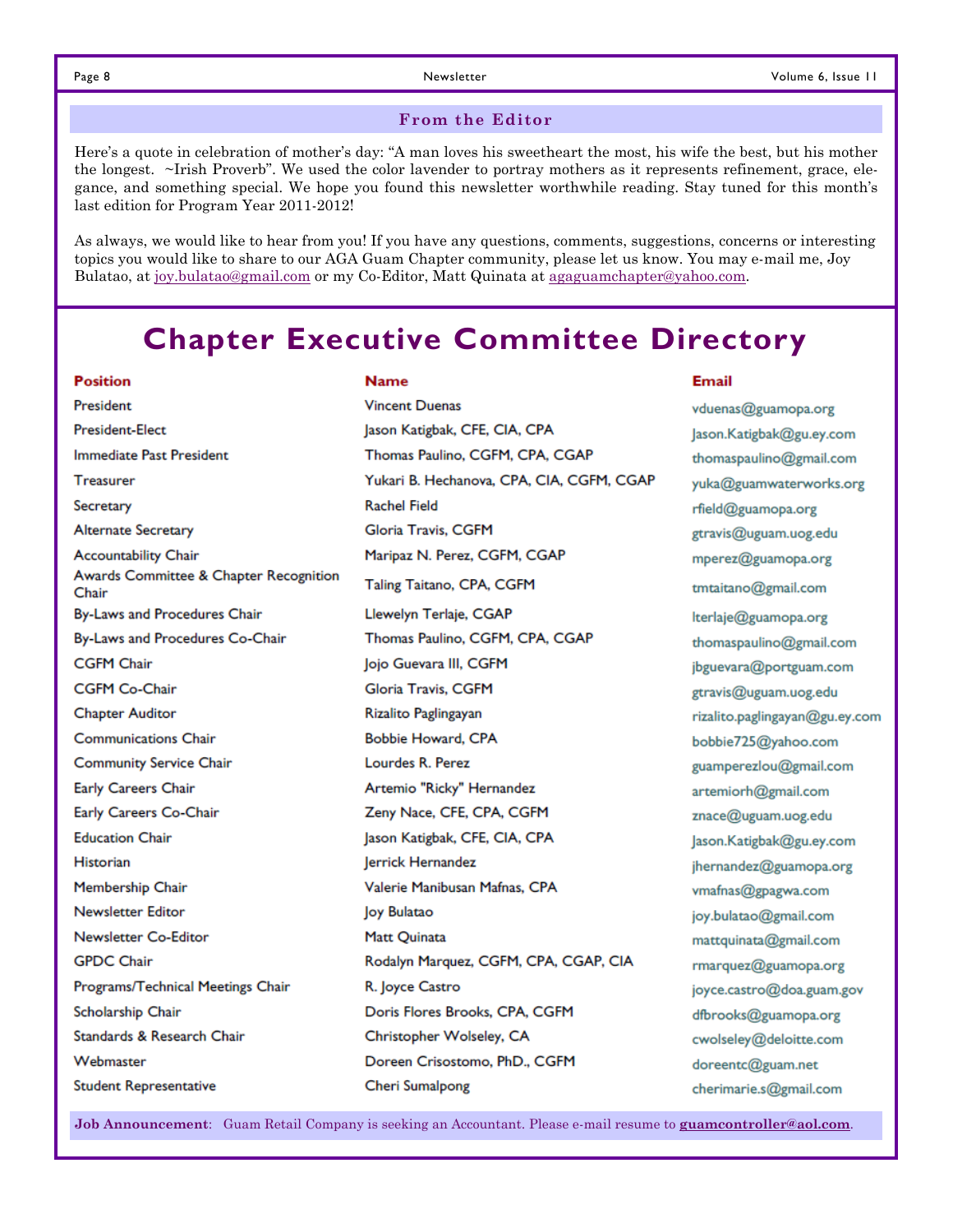## From the Editor

Here's a quote in celebration of mother's day: "A man loves his sweetheart the most, his wife the best, but his mother the longest. ~Irish Proverb". We used the color lavender to portray mothers as it represents refinement, grace, elegance, and something special. We hope you found this newsletter worthwhile reading. Stay tuned for this month's last edition for Program Year 2011-2012!

As always, we would like to hear from you! If you have any questions, comments, suggestions, concerns or interesting topics you would like to share to our AGA Guam Chapter community, please let us know. You may e-mail me, Joy Bulatao, at joy.bulatao@gmail.com or my Co-Editor, Matt Quinata at agaguamchapter@yahoo.com.

# Chapter Executive Committee Directory

| Position | Name | Email |
|---|---|---|
| President | Vincent Duenas | vduenas@guamopa.org |
| President-Elect | Jason Katigbak, CFE, CIA, CPA | Jason.Katigbak@gu.ey.com |
| Immediate Past President | Thomas Paulino, CGFM, CPA, CGAP | thomaspaulino@gmail.com |
| Treasurer | Yukari B. Hechanova, CPA, CIA, CGFM, CGAP | yuka@guamwaterworks.org |
| Secretary | Rachel Field | rfield@guamopa.org |
| Alternate Secretary | Gloria Travis, CGFM | gtravis@uguam.uog.edu |
| Accountability Chair | Maripaz N. Perez, CGFM, CGAP | mperez@guamopa.org |
| Awards Committee & Chapter Recognition Chair | Taling Taitano, CPA, CGFM | tmtaitano@gmail.com |
| By-Laws and Procedures Chair | Llewelyn Terlaje, CGAP | lterlaje@guamopa.org |
| By-Laws and Procedures Co-Chair | Thomas Paulino, CGFM, CPA, CGAP | thomaspaulino@gmail.com |
| CGFM Chair | Jojo Guevara III, CGFM | jbguevara@portguam.com |
| CGFM Co-Chair | Gloria Travis, CGFM | gtravis@uguam.uog.edu |
| Chapter Auditor | Rizalito Paglingayan | rizalito.paglingayan@gu.ey.com |
| Communications Chair | Bobbie Howard, CPA | bobbie725@yahoo.com |
| Community Service Chair | Lourdes R. Perez | guamperezlou@gmail.com |
| Early Careers Chair | Artemio "Ricky" Hernandez | artemiorh@gmail.com |
| Early Careers Co-Chair | Zeny Nace, CFE, CPA, CGFM | znace@uguam.uog.edu |
| Education Chair | Jason Katigbak, CFE, CIA, CPA | Jason.Katigbak@gu.ey.com |
| Historian | Jerrick Hernandez | jhernandez@guamopa.org |
| Membership Chair | Valerie Manibusan Mafnas, CPA | vmafnas@gpagwa.com |
| Newsletter Editor | Joy Bulatao | joy.bulatao@gmail.com |
| Newsletter Co-Editor | Matt Quinata | mattquinata@gmail.com |
| GPDC Chair | Rodalyn Marquez, CGFM, CPA, CGAP, CIA | rmarquez@guamopa.org |
| Programs/Technical Meetings Chair | R. Joyce Castro | joyce.castro@doa.guam.gov |
| Scholarship Chair | Doris Flores Brooks, CPA, CGFM | dfbrooks@guamopa.org |
| Standards & Research Chair | Christopher Wolseley, CA | cwolseley@deloitte.com |
| Webmaster | Doreen Crisostomo, PhD., CGFM | doreentc@guam.net |
| Student Representative | Cheri Sumalpong | cherimarie.s@gmail.com |

**Job Announcement**: Guam Retail Company is seeking an Accountant. Please e-mail resume to **guamcontroller@aol.com**.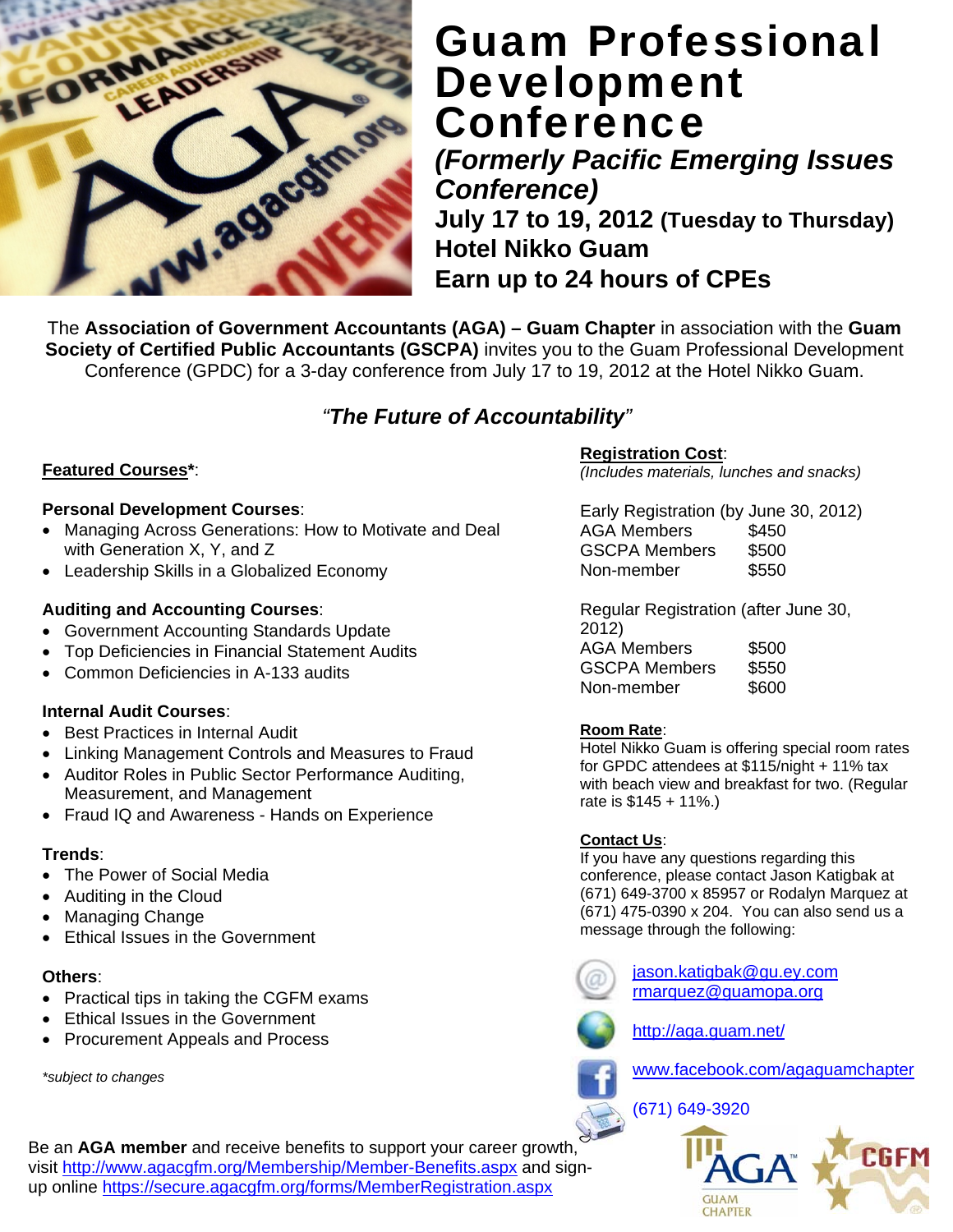# Guam Professional Development Conference

***(Formerly Pacific Emerging Issues Conference)***

**July 17 to 19, 2012 (Tuesday to Thursday)**
**Hotel Nikko Guam**
**Earn up to 24 hours of CPEs**

The **Association of Government Accountants (AGA) – Guam Chapter** in association with the **Guam Society of Certified Public Accountants (GSCPA)** invites you to the Guam Professional Development Conference (GPDC) for a 3-day conference from July 17 to 19, 2012 at the Hotel Nikko Guam.

### *"The Future of Accountability"*

**Featured Courses***:

**Personal Development Courses**:
- Managing Across Generations: How to Motivate and Deal with Generation X, Y, and Z
- Leadership Skills in a Globalized Economy

**Auditing and Accounting Courses**:
- Government Accounting Standards Update
- Top Deficiencies in Financial Statement Audits
- Common Deficiencies in A-133 audits

**Internal Audit Courses**:
- Best Practices in Internal Audit
- Linking Management Controls and Measures to Fraud
- Auditor Roles in Public Sector Performance Auditing, Measurement, and Management
- Fraud IQ and Awareness - Hands on Experience

**Trends**:
- The Power of Social Media
- Auditing in the Cloud
- Managing Change
- Ethical Issues in the Government

**Others**:
- Practical tips in taking the CGFM exams
- Ethical Issues in the Government
- Procurement Appeals and Process

*\*subject to changes*

**Registration Cost**:
*(Includes materials, lunches and snacks)*

Early Registration (by June 30, 2012)

| | |
|---|---|
| AGA Members | $450 |
| GSCPA Members | $500 |
| Non-member | $550 |

Regular Registration (after June 30, 2012)

| | |
|---|---|
| AGA Members | $500 |
| GSCPA Members | $550 |
| Non-member | $600 |

**Room Rate**:
Hotel Nikko Guam is offering special room rates for GPDC attendees at $115/night + 11% tax with beach view and breakfast for two. (Regular rate is $145 + 11%.)

**Contact Us**:
If you have any questions regarding this conference, please contact Jason Katigbak at (671) 649-3700 x 85957 or Rodalyn Marquez at (671) 475-0390 x 204. You can also send us a message through the following:

jason.katigbak@gu.ey.com
rmarquez@guamopa.org

http://aga.guam.net/

www.facebook.com/agaguamchapter

(671) 649-3920

Be an **AGA member** and receive benefits to support your career growth, visit http://www.agacgfm.org/Membership/Member-Benefits.aspx and sign-up online https://secure.agacgfm.org/forms/MemberRegistration.aspx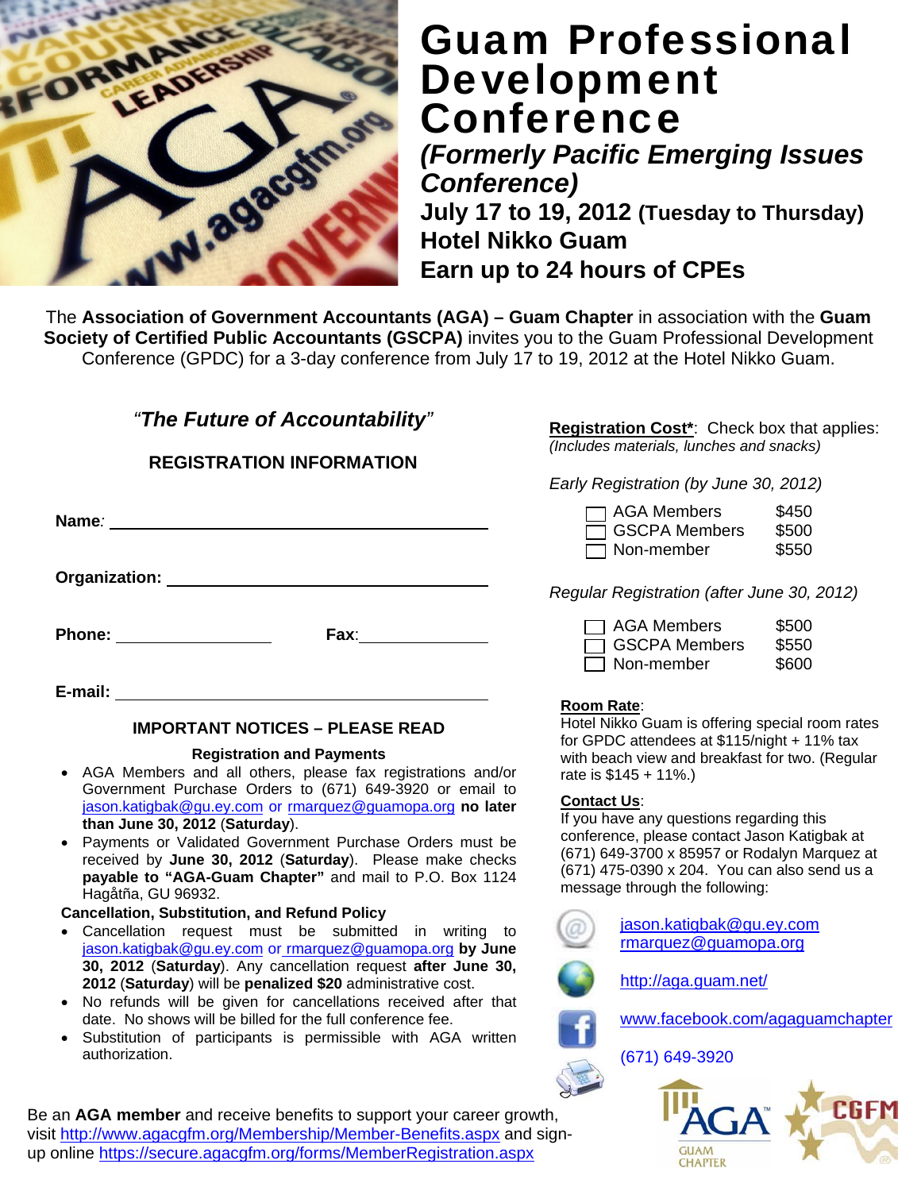# Guam Professional Development Conference

***(Formerly Pacific Emerging Issues Conference)***

**July 17 to 19, 2012 (Tuesday to Thursday)**

**Hotel Nikko Guam**

**Earn up to 24 hours of CPEs**

The **Association of Government Accountants (AGA) – Guam Chapter** in association with the **Guam Society of Certified Public Accountants (GSCPA)** invites you to the Guam Professional Development Conference (GPDC) for a 3-day conference from July 17 to 19, 2012 at the Hotel Nikko Guam.

## *"The Future of Accountability"*

### REGISTRATION INFORMATION

**Name**: ______________________________

**Organization**: ______________________________

**Phone**: ______________ **Fax**: ______________

**E-mail**: ______________________________

**Registration Cost***: Check box that applies:
*(Includes materials, lunches and snacks)*

*Early Registration (by June 30, 2012)*

- ☐ AGA Members $450
- ☐ GSCPA Members $500
- ☐ Non-member $550

*Regular Registration (after June 30, 2012)*

- ☐ AGA Members $500
- ☐ GSCPA Members $550
- ☐ Non-member $600

**Room Rate**:
Hotel Nikko Guam is offering special room rates for GPDC attendees at $115/night + 11% tax with beach view and breakfast for two. (Regular rate is $145 + 11%.)

### IMPORTANT NOTICES – PLEASE READ

**Registration and Payments**

- AGA Members and all others, please fax registrations and/or Government Purchase Orders to (671) 649-3920 or email to jason.katigbak@gu.ey.com or rmarquez@guamopa.org **no later than June 30, 2012** (**Saturday**).
- Payments or Validated Government Purchase Orders must be received by **June 30, 2012** (**Saturday**). Please make checks **payable to "AGA-Guam Chapter"** and mail to P.O. Box 1124 Hagåtña, GU 96932.

**Cancellation, Substitution, and Refund Policy**

- Cancellation request must be submitted in writing to jason.katigbak@gu.ey.com or rmarquez@guamopa.org **by June 30, 2012** (**Saturday**). Any cancellation request **after June 30, 2012** (**Saturday**) will be **penalized $20** administrative cost.
- No refunds will be given for cancellations received after that date. No shows will be billed for the full conference fee.
- Substitution of participants is permissible with AGA written authorization.

**Contact Us**:
If you have any questions regarding this conference, please contact Jason Katigbak at (671) 649-3700 x 85957 or Rodalyn Marquez at (671) 475-0390 x 204. You can also send us a message through the following:

- jason.katigbak@gu.ey.com
  rmarquez@guamopa.org
- http://aga.guam.net/
- www.facebook.com/agaguamchapter
- (671) 649-3920

Be an **AGA member** and receive benefits to support your career growth, visit http://www.agacgfm.org/Membership/Member-Benefits.aspx and sign-up online https://secure.agacgfm.org/forms/MemberRegistration.aspx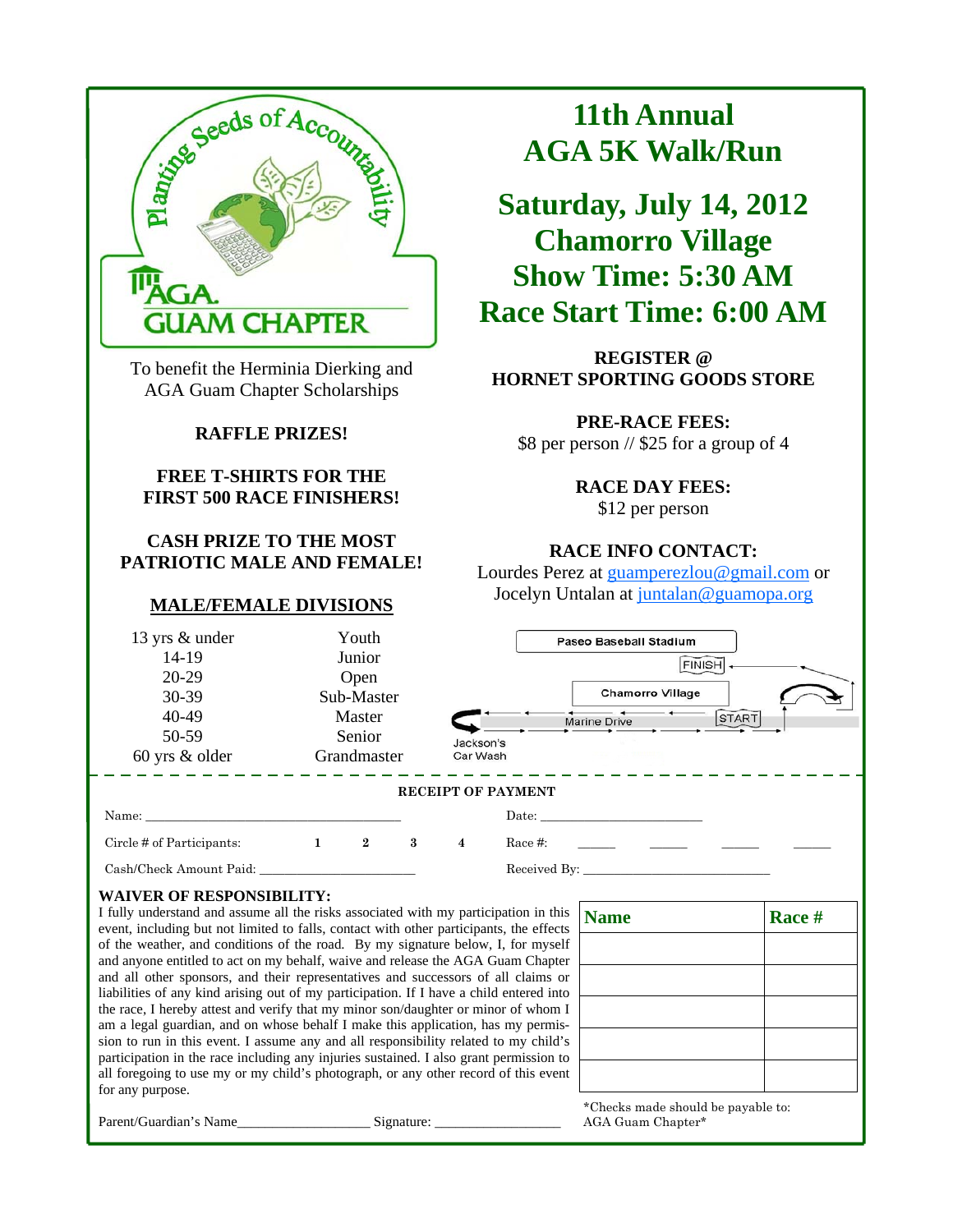Planting Seeds of Accountability

AGA GUAM CHAPTER

# 11th Annual AGA 5K Walk/Run

## Saturday, July 14, 2012
## Chamorro Village
## Show Time: 5:30 AM
## Race Start Time: 6:00 AM

To benefit the Herminia Dierking and AGA Guam Chapter Scholarships

**RAFFLE PRIZES!**

**FREE T-SHIRTS FOR THE FIRST 500 RACE FINISHERS!**

**CASH PRIZE TO THE MOST PATRIOTIC MALE AND FEMALE!**

**MALE/FEMALE DIVISIONS**

| | |
|---|---|
| 13 yrs & under | Youth |
| 14-19 | Junior |
| 20-29 | Open |
| 30-39 | Sub-Master |
| 40-49 | Master |
| 50-59 | Senior |
| 60 yrs & older | Grandmaster |

**REGISTER @ HORNET SPORTING GOODS STORE**

**PRE-RACE FEES:**
$8 per person // $25 for a group of 4

**RACE DAY FEES:**
$12 per person

**RACE INFO CONTACT:**
Lourdes Perez at guamperezlou@gmail.com or Jocelyn Untalan at juntalan@guamopa.org

Paseo Baseball Stadium
FINISH
Chamorro Village
START
Marine Drive
Jackson's Car Wash

---

**RECEIPT OF PAYMENT**

Name: ______________________________ Date: ____________________

Circle # of Participants: 1 2 3 4 Race #: _____ _____ _____ _____

Cash/Check Amount Paid: ____________________ Received By: ______________________

**WAIVER OF RESPONSIBILITY:**
I fully understand and assume all the risks associated with my participation in this event, including but not limited to falls, contact with other participants, the effects of the weather, and conditions of the road. By my signature below, I, for myself and anyone entitled to act on my behalf, waive and release the AGA Guam Chapter and all other sponsors, and their representatives and successors of all claims or liabilities of any kind arising out of my participation. If I have a child entered into the race, I hereby attest and verify that my minor son/daughter or minor of whom I am a legal guardian, and on whose behalf I make this application, has my permission to run in this event. I assume any and all responsibility related to my child's participation in the race including any injuries sustained. I also grant permission to all foregoing to use my or my child's photograph, or any other record of this event for any purpose.

Parent/Guardian's Name__________________ Signature: __________________

| Name | Race # |
|---|---|
| | |
| | |
| | |
| | |
| | |

*Checks made should be payable to: AGA Guam Chapter*